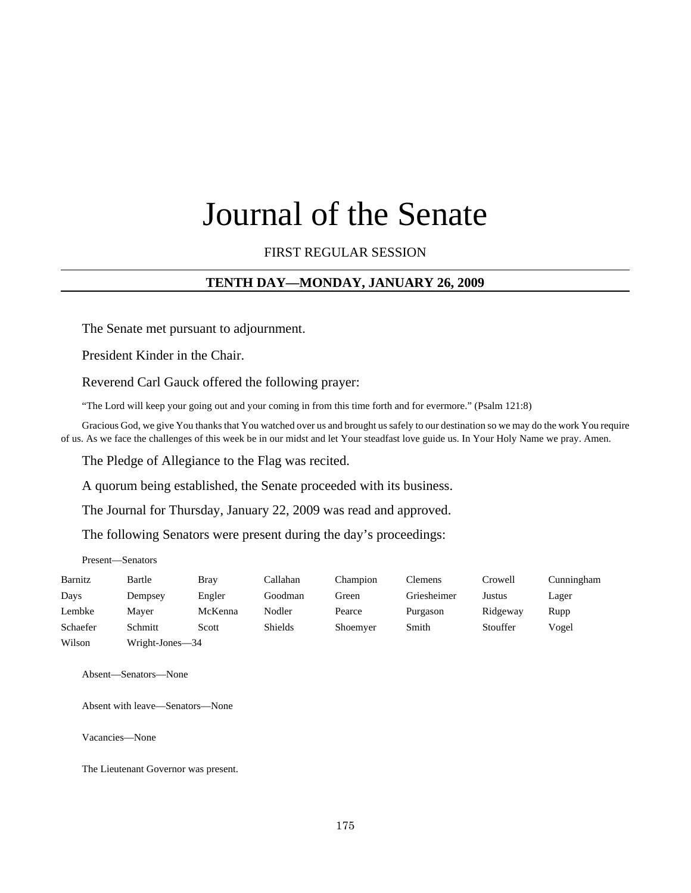# Journal of the Senate

FIRST REGULAR SESSION

## TENTH DAY—MONDAY, JANUARY 26, 2009

The Senate met pursuant to adjournment.

President Kinder in the Chair.

Reverend Carl Gauck offered the following prayer:

"The Lord will keep your going out and your coming in from this time forth and for evermore." (Psalm 121:8)

Gracious God, we give You thanks that You watched over us and brought us safely to our destination so we may do the work You require of us. As we face the challenges of this week be in our midst and let Your steadfast love guide us. In Your Holy Name we pray. Amen.

The Pledge of Allegiance to the Flag was recited.

A quorum being established, the Senate proceeded with its business.

The Journal for Thursday, January 22, 2009 was read and approved.

The following Senators were present during the day's proceedings:

Present—Senators

| | | | | | | | |
|---|---|---|---|---|---|---|---|
| Barnitz | Bartle | Bray | Callahan | Champion | Clemens | Crowell | Cunningham |
| Days | Dempsey | Engler | Goodman | Green | Griesheimer | Justus | Lager |
| Lembke | Mayer | McKenna | Nodler | Pearce | Purgason | Ridgeway | Rupp |
| Schaefer | Schmitt | Scott | Shields | Shoemyer | Smith | Stouffer | Vogel |
| Wilson | Wright-Jones—34 | | | | | | |

Absent—Senators—None

Absent with leave—Senators—None

Vacancies—None

The Lieutenant Governor was present.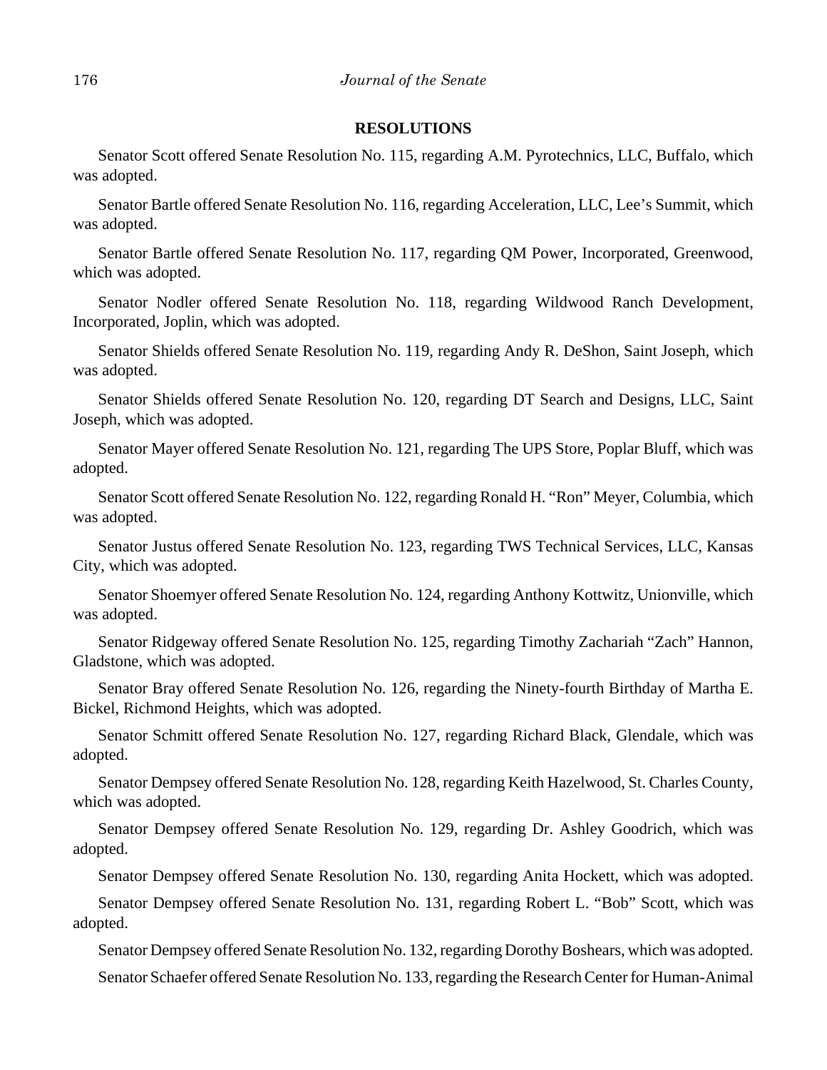## RESOLUTIONS

Senator Scott offered Senate Resolution No. 115, regarding A.M. Pyrotechnics, LLC, Buffalo, which was adopted.

Senator Bartle offered Senate Resolution No. 116, regarding Acceleration, LLC, Lee's Summit, which was adopted.

Senator Bartle offered Senate Resolution No. 117, regarding QM Power, Incorporated, Greenwood, which was adopted.

Senator Nodler offered Senate Resolution No. 118, regarding Wildwood Ranch Development, Incorporated, Joplin, which was adopted.

Senator Shields offered Senate Resolution No. 119, regarding Andy R. DeShon, Saint Joseph, which was adopted.

Senator Shields offered Senate Resolution No. 120, regarding DT Search and Designs, LLC, Saint Joseph, which was adopted.

Senator Mayer offered Senate Resolution No. 121, regarding The UPS Store, Poplar Bluff, which was adopted.

Senator Scott offered Senate Resolution No. 122, regarding Ronald H. "Ron" Meyer, Columbia, which was adopted.

Senator Justus offered Senate Resolution No. 123, regarding TWS Technical Services, LLC, Kansas City, which was adopted.

Senator Shoemyer offered Senate Resolution No. 124, regarding Anthony Kottwitz, Unionville, which was adopted.

Senator Ridgeway offered Senate Resolution No. 125, regarding Timothy Zachariah "Zach" Hannon, Gladstone, which was adopted.

Senator Bray offered Senate Resolution No. 126, regarding the Ninety-fourth Birthday of Martha E. Bickel, Richmond Heights, which was adopted.

Senator Schmitt offered Senate Resolution No. 127, regarding Richard Black, Glendale, which was adopted.

Senator Dempsey offered Senate Resolution No. 128, regarding Keith Hazelwood, St. Charles County, which was adopted.

Senator Dempsey offered Senate Resolution No. 129, regarding Dr. Ashley Goodrich, which was adopted.

Senator Dempsey offered Senate Resolution No. 130, regarding Anita Hockett, which was adopted.

Senator Dempsey offered Senate Resolution No. 131, regarding Robert L. "Bob" Scott, which was adopted.

Senator Dempsey offered Senate Resolution No. 132, regarding Dorothy Boshears, which was adopted.

Senator Schaefer offered Senate Resolution No. 133, regarding the Research Center for Human-Animal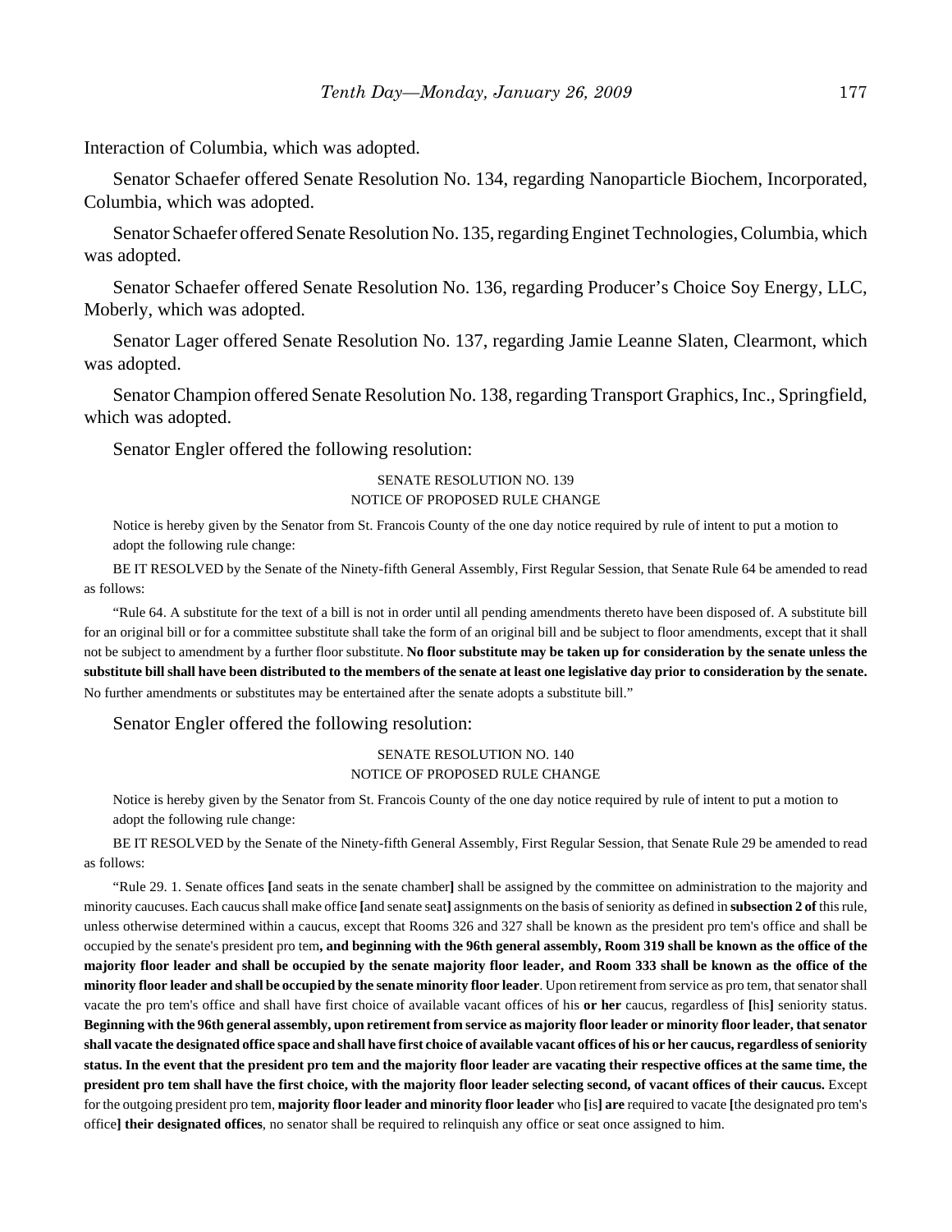Interaction of Columbia, which was adopted.

Senator Schaefer offered Senate Resolution No. 134, regarding Nanoparticle Biochem, Incorporated, Columbia, which was adopted.

Senator Schaefer offered Senate Resolution No. 135, regarding Enginet Technologies, Columbia, which was adopted.

Senator Schaefer offered Senate Resolution No. 136, regarding Producer's Choice Soy Energy, LLC, Moberly, which was adopted.

Senator Lager offered Senate Resolution No. 137, regarding Jamie Leanne Slaten, Clearmont, which was adopted.

Senator Champion offered Senate Resolution No. 138, regarding Transport Graphics, Inc., Springfield, which was adopted.

Senator Engler offered the following resolution:

SENATE RESOLUTION NO. 139
NOTICE OF PROPOSED RULE CHANGE

Notice is hereby given by the Senator from St. Francois County of the one day notice required by rule of intent to put a motion to adopt the following rule change:

BE IT RESOLVED by the Senate of the Ninety-fifth General Assembly, First Regular Session, that Senate Rule 64 be amended to read as follows:

"Rule 64. A substitute for the text of a bill is not in order until all pending amendments thereto have been disposed of. A substitute bill for an original bill or for a committee substitute shall take the form of an original bill and be subject to floor amendments, except that it shall not be subject to amendment by a further floor substitute. **No floor substitute may be taken up for consideration by the senate unless the substitute bill shall have been distributed to the members of the senate at least one legislative day prior to consideration by the senate.** No further amendments or substitutes may be entertained after the senate adopts a substitute bill."

Senator Engler offered the following resolution:

SENATE RESOLUTION NO. 140
NOTICE OF PROPOSED RULE CHANGE

Notice is hereby given by the Senator from St. Francois County of the one day notice required by rule of intent to put a motion to adopt the following rule change:

BE IT RESOLVED by the Senate of the Ninety-fifth General Assembly, First Regular Session, that Senate Rule 29 be amended to read as follows:

"Rule 29. 1. Senate offices **[**and seats in the senate chamber**]** shall be assigned by the committee on administration to the majority and minority caucuses. Each caucus shall make office **[**and senate seat**]** assignments on the basis of seniority as defined in **subsection 2 of** this rule, unless otherwise determined within a caucus, except that Rooms 326 and 327 shall be known as the president pro tem's office and shall be occupied by the senate's president pro tem**, and beginning with the 96th general assembly, Room 319 shall be known as the office of the majority floor leader and shall be occupied by the senate majority floor leader, and Room 333 shall be known as the office of the minority floor leader and shall be occupied by the senate minority floor leader**. Upon retirement from service as pro tem, that senator shall vacate the pro tem's office and shall have first choice of available vacant offices of his **or her** caucus, regardless of **[**his**]** seniority status. **Beginning with the 96th general assembly, upon retirement from service as majority floor leader or minority floor leader, that senator shall vacate the designated office space and shall have first choice of available vacant offices of his or her caucus, regardless of seniority status. In the event that the president pro tem and the majority floor leader are vacating their respective offices at the same time, the president pro tem shall have the first choice, with the majority floor leader selecting second, of vacant offices of their caucus.** Except for the outgoing president pro tem, **majority floor leader and minority floor leader** who **[**is**] are** required to vacate **[**the designated pro tem's office**] their designated offices**, no senator shall be required to relinquish any office or seat once assigned to him.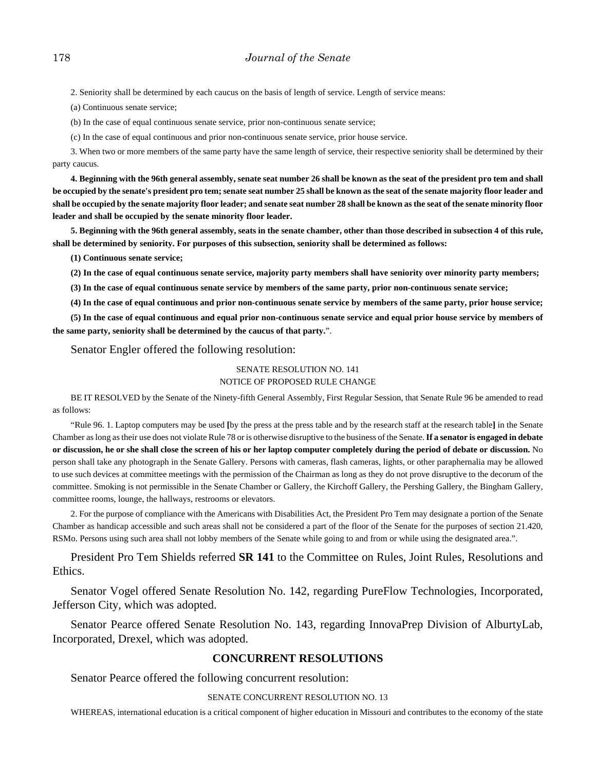2. Seniority shall be determined by each caucus on the basis of length of service. Length of service means:

(a) Continuous senate service;

(b) In the case of equal continuous senate service, prior non-continuous senate service;

(c) In the case of equal continuous and prior non-continuous senate service, prior house service.

3. When two or more members of the same party have the same length of service, their respective seniority shall be determined by their party caucus.

**4. Beginning with the 96th general assembly, senate seat number 26 shall be known as the seat of the president pro tem and shall be occupied by the senate's president pro tem; senate seat number 25 shall be known as the seat of the senate majority floor leader and shall be occupied by the senate majority floor leader; and senate seat number 28 shall be known as the seat of the senate minority floor leader and shall be occupied by the senate minority floor leader.**

**5. Beginning with the 96th general assembly, seats in the senate chamber, other than those described in subsection 4 of this rule, shall be determined by seniority. For purposes of this subsection, seniority shall be determined as follows:**

**(1) Continuous senate service;**

**(2) In the case of equal continuous senate service, majority party members shall have seniority over minority party members;**

**(3) In the case of equal continuous senate service by members of the same party, prior non-continuous senate service;**

**(4) In the case of equal continuous and prior non-continuous senate service by members of the same party, prior house service;**

**(5) In the case of equal continuous and equal prior non-continuous senate service and equal prior house service by members of the same party, seniority shall be determined by the caucus of that party.**".

Senator Engler offered the following resolution:

SENATE RESOLUTION NO. 141

NOTICE OF PROPOSED RULE CHANGE

BE IT RESOLVED by the Senate of the Ninety-fifth General Assembly, First Regular Session, that Senate Rule 96 be amended to read as follows:

"Rule 96. 1. Laptop computers may be used **[**by the press at the press table and by the research staff at the research table**]** in the Senate Chamber as long as their use does not violate Rule 78 or is otherwise disruptive to the business of the Senate. **If a senator is engaged in debate or discussion, he or she shall close the screen of his or her laptop computer completely during the period of debate or discussion.** No person shall take any photograph in the Senate Gallery. Persons with cameras, flash cameras, lights, or other paraphernalia may be allowed to use such devices at committee meetings with the permission of the Chairman as long as they do not prove disruptive to the decorum of the committee. Smoking is not permissible in the Senate Chamber or Gallery, the Kirchoff Gallery, the Pershing Gallery, the Bingham Gallery, committee rooms, lounge, the hallways, restrooms or elevators.

2. For the purpose of compliance with the Americans with Disabilities Act, the President Pro Tem may designate a portion of the Senate Chamber as handicap accessible and such areas shall not be considered a part of the floor of the Senate for the purposes of section 21.420, RSMo. Persons using such area shall not lobby members of the Senate while going to and from or while using the designated area.".

President Pro Tem Shields referred **SR 141** to the Committee on Rules, Joint Rules, Resolutions and Ethics.

Senator Vogel offered Senate Resolution No. 142, regarding PureFlow Technologies, Incorporated, Jefferson City, which was adopted.

Senator Pearce offered Senate Resolution No. 143, regarding InnovaPrep Division of AlburtyLab, Incorporated, Drexel, which was adopted.

## CONCURRENT RESOLUTIONS

Senator Pearce offered the following concurrent resolution:

SENATE CONCURRENT RESOLUTION NO. 13

WHEREAS, international education is a critical component of higher education in Missouri and contributes to the economy of the state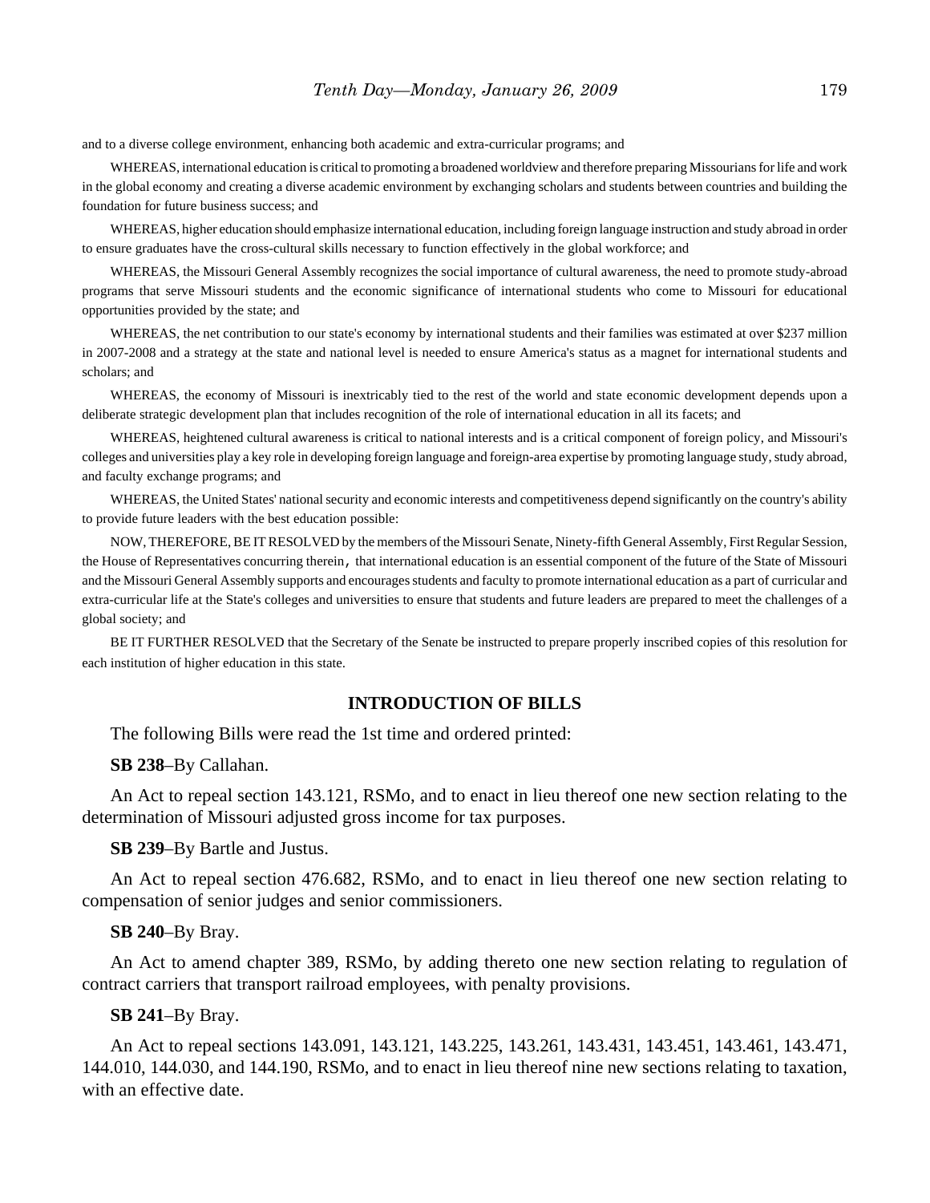and to a diverse college environment, enhancing both academic and extra-curricular programs; and

WHEREAS, international education is critical to promoting a broadened worldview and therefore preparing Missourians for life and work in the global economy and creating a diverse academic environment by exchanging scholars and students between countries and building the foundation for future business success; and

WHEREAS, higher education should emphasize international education, including foreign language instruction and study abroad in order to ensure graduates have the cross-cultural skills necessary to function effectively in the global workforce; and

WHEREAS, the Missouri General Assembly recognizes the social importance of cultural awareness, the need to promote study-abroad programs that serve Missouri students and the economic significance of international students who come to Missouri for educational opportunities provided by the state; and

WHEREAS, the net contribution to our state's economy by international students and their families was estimated at over $237 million in 2007-2008 and a strategy at the state and national level is needed to ensure America's status as a magnet for international students and scholars; and

WHEREAS, the economy of Missouri is inextricably tied to the rest of the world and state economic development depends upon a deliberate strategic development plan that includes recognition of the role of international education in all its facets; and

WHEREAS, heightened cultural awareness is critical to national interests and is a critical component of foreign policy, and Missouri's colleges and universities play a key role in developing foreign language and foreign-area expertise by promoting language study, study abroad, and faculty exchange programs; and

WHEREAS, the United States' national security and economic interests and competitiveness depend significantly on the country's ability to provide future leaders with the best education possible:

NOW, THEREFORE, BE IT RESOLVED by the members of the Missouri Senate, Ninety-fifth General Assembly, First Regular Session, the House of Representatives concurring therein, that international education is an essential component of the future of the State of Missouri and the Missouri General Assembly supports and encourages students and faculty to promote international education as a part of curricular and extra-curricular life at the State's colleges and universities to ensure that students and future leaders are prepared to meet the challenges of a global society; and

BE IT FURTHER RESOLVED that the Secretary of the Senate be instructed to prepare properly inscribed copies of this resolution for each institution of higher education in this state.

## INTRODUCTION OF BILLS

The following Bills were read the 1st time and ordered printed:

**SB 238**–By Callahan.

An Act to repeal section 143.121, RSMo, and to enact in lieu thereof one new section relating to the determination of Missouri adjusted gross income for tax purposes.

**SB 239**–By Bartle and Justus.

An Act to repeal section 476.682, RSMo, and to enact in lieu thereof one new section relating to compensation of senior judges and senior commissioners.

**SB 240**–By Bray.

An Act to amend chapter 389, RSMo, by adding thereto one new section relating to regulation of contract carriers that transport railroad employees, with penalty provisions.

**SB 241**–By Bray.

An Act to repeal sections 143.091, 143.121, 143.225, 143.261, 143.431, 143.451, 143.461, 143.471, 144.010, 144.030, and 144.190, RSMo, and to enact in lieu thereof nine new sections relating to taxation, with an effective date.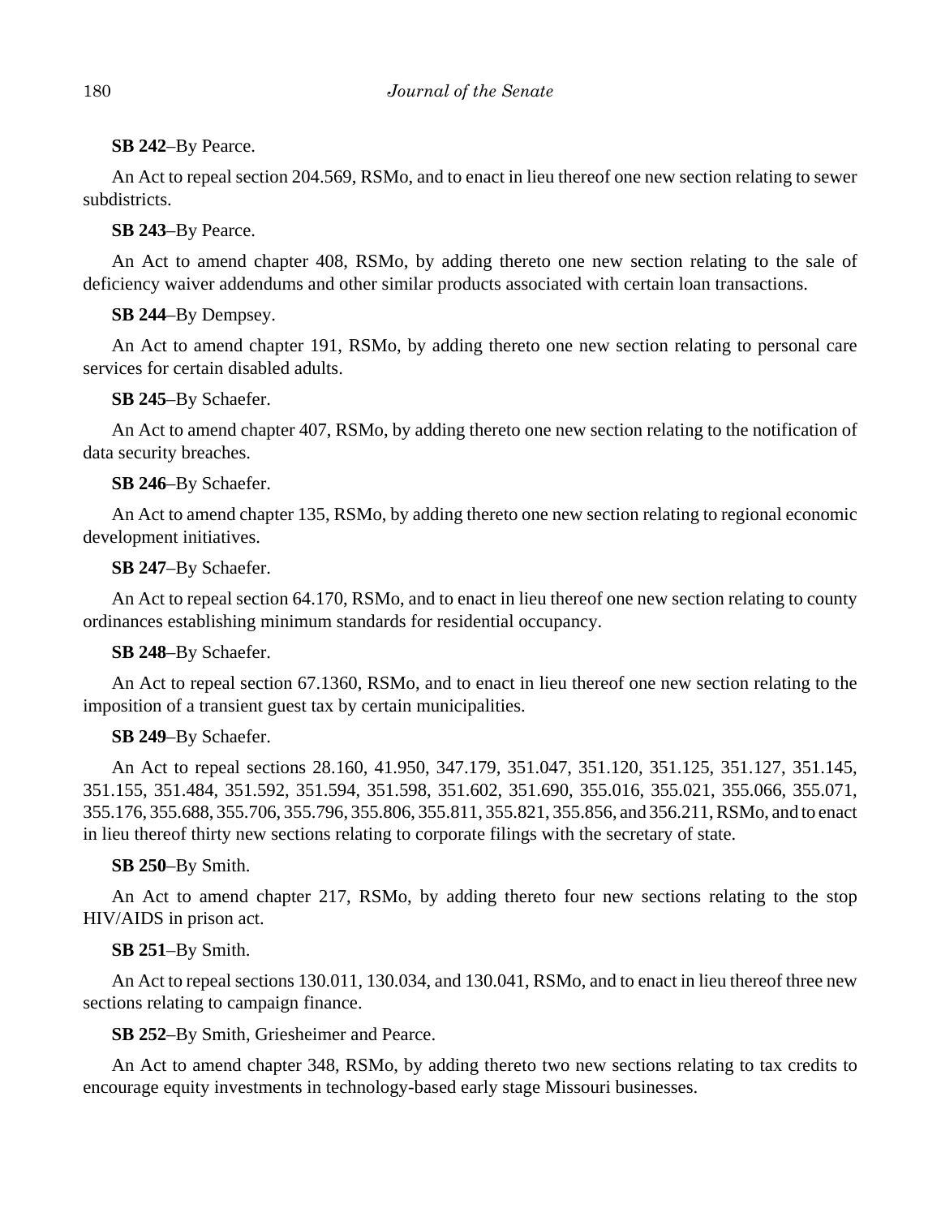**SB 242**–By Pearce.

An Act to repeal section 204.569, RSMo, and to enact in lieu thereof one new section relating to sewer subdistricts.

**SB 243**–By Pearce.

An Act to amend chapter 408, RSMo, by adding thereto one new section relating to the sale of deficiency waiver addendums and other similar products associated with certain loan transactions.

**SB 244**–By Dempsey.

An Act to amend chapter 191, RSMo, by adding thereto one new section relating to personal care services for certain disabled adults.

**SB 245**–By Schaefer.

An Act to amend chapter 407, RSMo, by adding thereto one new section relating to the notification of data security breaches.

**SB 246**–By Schaefer.

An Act to amend chapter 135, RSMo, by adding thereto one new section relating to regional economic development initiatives.

**SB 247**–By Schaefer.

An Act to repeal section 64.170, RSMo, and to enact in lieu thereof one new section relating to county ordinances establishing minimum standards for residential occupancy.

**SB 248**–By Schaefer.

An Act to repeal section 67.1360, RSMo, and to enact in lieu thereof one new section relating to the imposition of a transient guest tax by certain municipalities.

**SB 249**–By Schaefer.

An Act to repeal sections 28.160, 41.950, 347.179, 351.047, 351.120, 351.125, 351.127, 351.145, 351.155, 351.484, 351.592, 351.594, 351.598, 351.602, 351.690, 355.016, 355.021, 355.066, 355.071, 355.176, 355.688, 355.706, 355.796, 355.806, 355.811, 355.821, 355.856, and 356.211, RSMo, and to enact in lieu thereof thirty new sections relating to corporate filings with the secretary of state.

**SB 250**–By Smith.

An Act to amend chapter 217, RSMo, by adding thereto four new sections relating to the stop HIV/AIDS in prison act.

**SB 251**–By Smith.

An Act to repeal sections 130.011, 130.034, and 130.041, RSMo, and to enact in lieu thereof three new sections relating to campaign finance.

**SB 252**–By Smith, Griesheimer and Pearce.

An Act to amend chapter 348, RSMo, by adding thereto two new sections relating to tax credits to encourage equity investments in technology-based early stage Missouri businesses.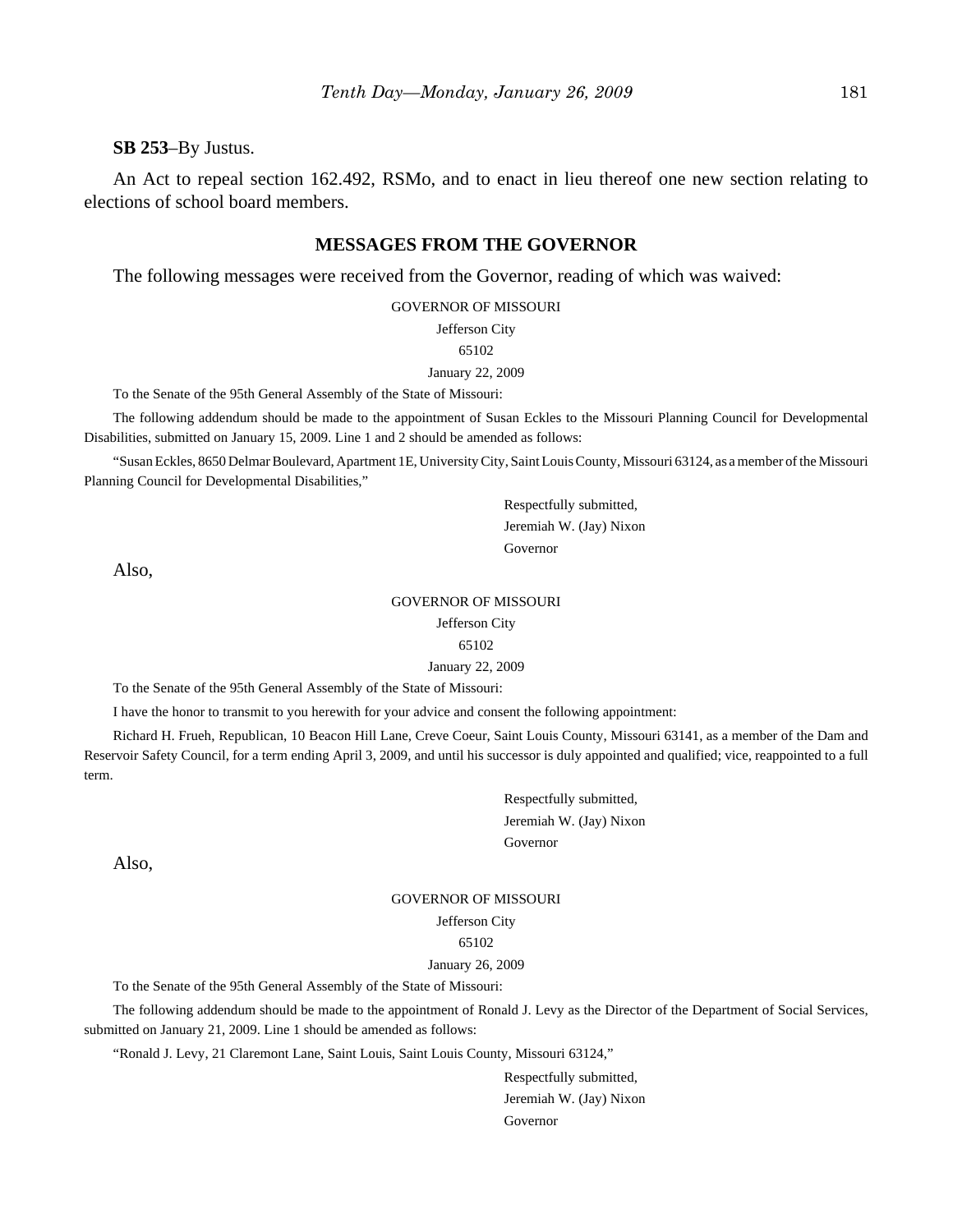**SB 253**–By Justus.

An Act to repeal section 162.492, RSMo, and to enact in lieu thereof one new section relating to elections of school board members.

## MESSAGES FROM THE GOVERNOR

The following messages were received from the Governor, reading of which was waived:

GOVERNOR OF MISSOURI

Jefferson City

65102

January 22, 2009

To the Senate of the 95th General Assembly of the State of Missouri:

The following addendum should be made to the appointment of Susan Eckles to the Missouri Planning Council for Developmental Disabilities, submitted on January 15, 2009. Line 1 and 2 should be amended as follows:

"Susan Eckles, 8650 Delmar Boulevard, Apartment 1E, University City, Saint Louis County, Missouri 63124, as a member of the Missouri Planning Council for Developmental Disabilities,"

Respectfully submitted,

Jeremiah W. (Jay) Nixon

Governor

Also,

GOVERNOR OF MISSOURI

Jefferson City

65102

January 22, 2009

To the Senate of the 95th General Assembly of the State of Missouri:

I have the honor to transmit to you herewith for your advice and consent the following appointment:

Richard H. Frueh, Republican, 10 Beacon Hill Lane, Creve Coeur, Saint Louis County, Missouri 63141, as a member of the Dam and Reservoir Safety Council, for a term ending April 3, 2009, and until his successor is duly appointed and qualified; vice, reappointed to a full term.

Respectfully submitted,

Jeremiah W. (Jay) Nixon

Governor

Also,

GOVERNOR OF MISSOURI

Jefferson City

65102

January 26, 2009

To the Senate of the 95th General Assembly of the State of Missouri:

The following addendum should be made to the appointment of Ronald J. Levy as the Director of the Department of Social Services, submitted on January 21, 2009. Line 1 should be amended as follows:

"Ronald J. Levy, 21 Claremont Lane, Saint Louis, Saint Louis County, Missouri 63124,"

Respectfully submitted,

Jeremiah W. (Jay) Nixon

Governor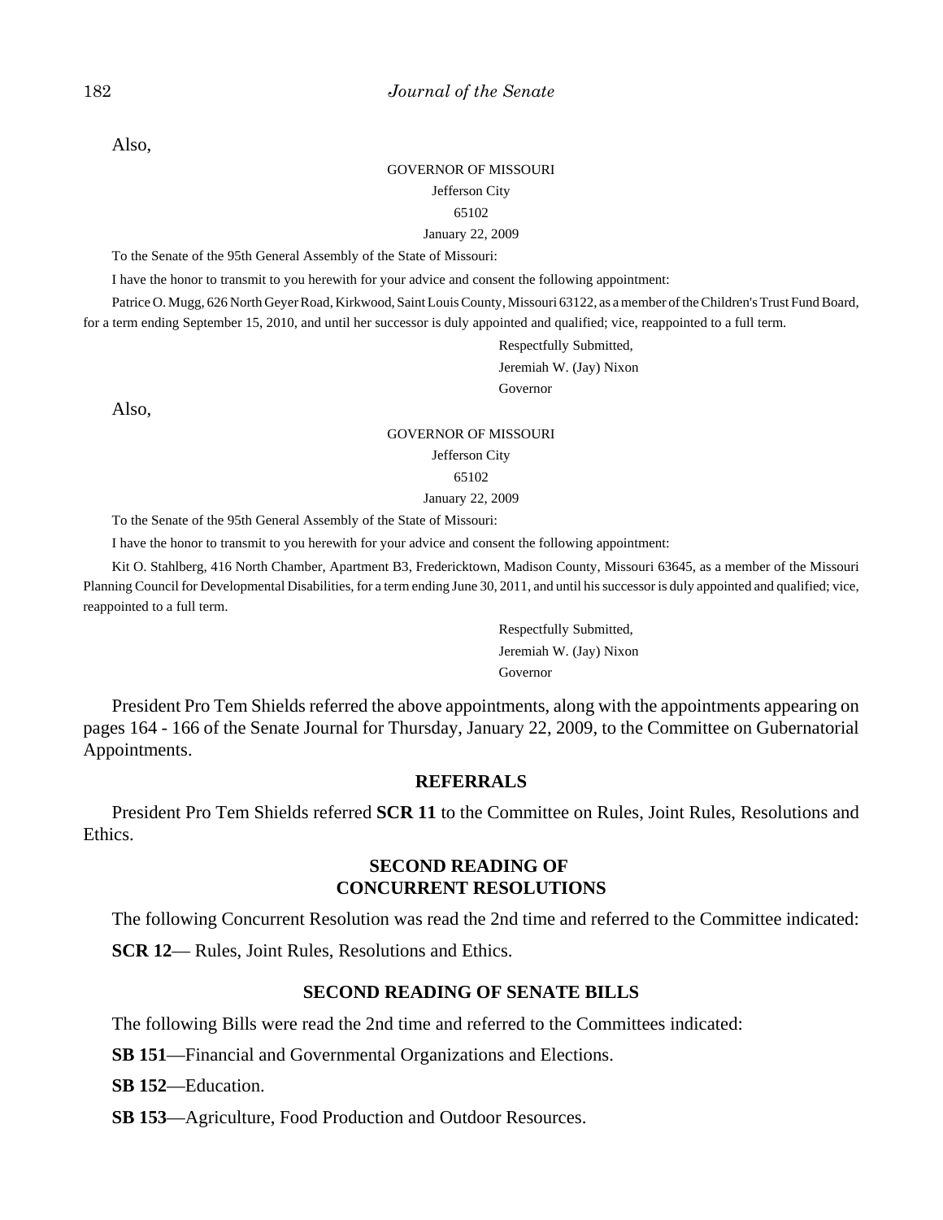Also,

GOVERNOR OF MISSOURI

Jefferson City

65102

January 22, 2009

To the Senate of the 95th General Assembly of the State of Missouri:

I have the honor to transmit to you herewith for your advice and consent the following appointment:

Patrice O. Mugg, 626 North Geyer Road, Kirkwood, Saint Louis County, Missouri 63122, as a member of the Children's Trust Fund Board, for a term ending September 15, 2010, and until her successor is duly appointed and qualified; vice, reappointed to a full term.

Respectfully Submitted,
Jeremiah W. (Jay) Nixon
Governor

Also,

GOVERNOR OF MISSOURI

Jefferson City

65102

January 22, 2009

To the Senate of the 95th General Assembly of the State of Missouri:

I have the honor to transmit to you herewith for your advice and consent the following appointment:

Kit O. Stahlberg, 416 North Chamber, Apartment B3, Fredericktown, Madison County, Missouri 63645, as a member of the Missouri Planning Council for Developmental Disabilities, for a term ending June 30, 2011, and until his successor is duly appointed and qualified; vice, reappointed to a full term.

Respectfully Submitted,
Jeremiah W. (Jay) Nixon
Governor

President Pro Tem Shields referred the above appointments, along with the appointments appearing on pages 164 - 166 of the Senate Journal for Thursday, January 22, 2009, to the Committee on Gubernatorial Appointments.

## REFERRALS

President Pro Tem Shields referred **SCR 11** to the Committee on Rules, Joint Rules, Resolutions and Ethics.

## SECOND READING OF CONCURRENT RESOLUTIONS

The following Concurrent Resolution was read the 2nd time and referred to the Committee indicated:

**SCR 12**— Rules, Joint Rules, Resolutions and Ethics.

## SECOND READING OF SENATE BILLS

The following Bills were read the 2nd time and referred to the Committees indicated:

**SB 151**—Financial and Governmental Organizations and Elections.

**SB 152**—Education.

**SB 153**—Agriculture, Food Production and Outdoor Resources.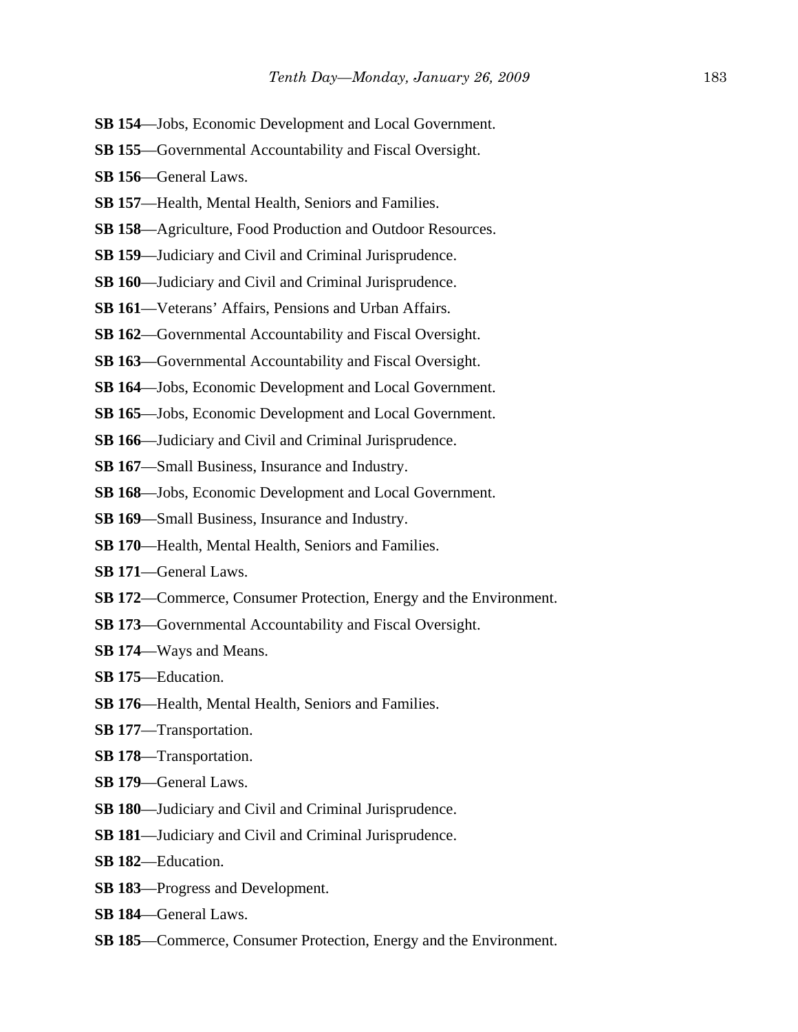**SB 154**—Jobs, Economic Development and Local Government.

**SB 155**—Governmental Accountability and Fiscal Oversight.

**SB 156**—General Laws.

**SB 157**—Health, Mental Health, Seniors and Families.

**SB 158**—Agriculture, Food Production and Outdoor Resources.

**SB 159**—Judiciary and Civil and Criminal Jurisprudence.

**SB 160**—Judiciary and Civil and Criminal Jurisprudence.

**SB 161**—Veterans' Affairs, Pensions and Urban Affairs.

**SB 162**—Governmental Accountability and Fiscal Oversight.

**SB 163**—Governmental Accountability and Fiscal Oversight.

**SB 164**—Jobs, Economic Development and Local Government.

**SB 165**—Jobs, Economic Development and Local Government.

**SB 166**—Judiciary and Civil and Criminal Jurisprudence.

**SB 167**—Small Business, Insurance and Industry.

**SB 168**—Jobs, Economic Development and Local Government.

**SB 169**—Small Business, Insurance and Industry.

**SB 170**—Health, Mental Health, Seniors and Families.

**SB 171**—General Laws.

**SB 172**—Commerce, Consumer Protection, Energy and the Environment.

**SB 173**—Governmental Accountability and Fiscal Oversight.

**SB 174**—Ways and Means.

**SB 175**—Education.

**SB 176**—Health, Mental Health, Seniors and Families.

**SB 177**—Transportation.

**SB 178**—Transportation.

**SB 179**—General Laws.

**SB 180**—Judiciary and Civil and Criminal Jurisprudence.

**SB 181**—Judiciary and Civil and Criminal Jurisprudence.

**SB 182**—Education.

**SB 183**—Progress and Development.

**SB 184**—General Laws.

**SB 185**—Commerce, Consumer Protection, Energy and the Environment.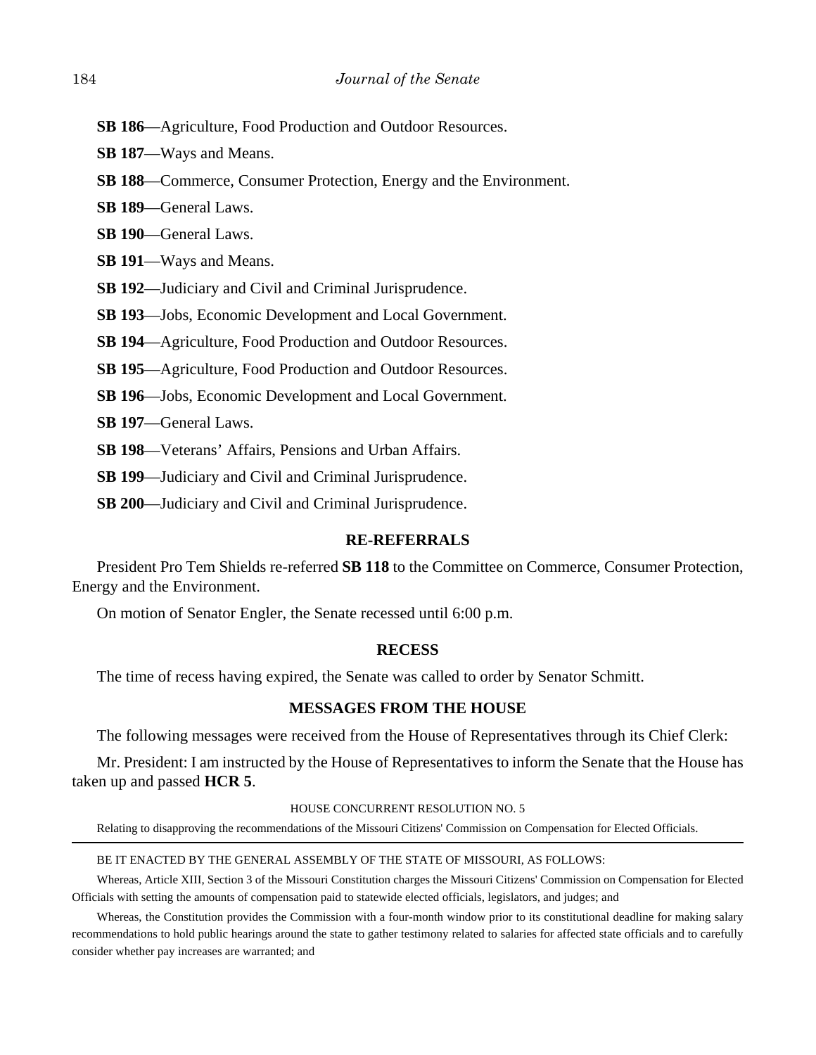**SB 186**—Agriculture, Food Production and Outdoor Resources.

**SB 187**—Ways and Means.

**SB 188**—Commerce, Consumer Protection, Energy and the Environment.

**SB 189**—General Laws.

**SB 190**—General Laws.

**SB 191**—Ways and Means.

**SB 192**—Judiciary and Civil and Criminal Jurisprudence.

**SB 193**—Jobs, Economic Development and Local Government.

**SB 194**—Agriculture, Food Production and Outdoor Resources.

**SB 195**—Agriculture, Food Production and Outdoor Resources.

**SB 196**—Jobs, Economic Development and Local Government.

**SB 197**—General Laws.

**SB 198**—Veterans' Affairs, Pensions and Urban Affairs.

**SB 199**—Judiciary and Civil and Criminal Jurisprudence.

**SB 200**—Judiciary and Civil and Criminal Jurisprudence.

## RE-REFERRALS

President Pro Tem Shields re-referred **SB 118** to the Committee on Commerce, Consumer Protection, Energy and the Environment.

On motion of Senator Engler, the Senate recessed until 6:00 p.m.

## RECESS

The time of recess having expired, the Senate was called to order by Senator Schmitt.

## MESSAGES FROM THE HOUSE

The following messages were received from the House of Representatives through its Chief Clerk:

Mr. President: I am instructed by the House of Representatives to inform the Senate that the House has taken up and passed **HCR 5**.

HOUSE CONCURRENT RESOLUTION NO. 5

Relating to disapproving the recommendations of the Missouri Citizens' Commission on Compensation for Elected Officials.

---

BE IT ENACTED BY THE GENERAL ASSEMBLY OF THE STATE OF MISSOURI, AS FOLLOWS:

Whereas, Article XIII, Section 3 of the Missouri Constitution charges the Missouri Citizens' Commission on Compensation for Elected Officials with setting the amounts of compensation paid to statewide elected officials, legislators, and judges; and

Whereas, the Constitution provides the Commission with a four-month window prior to its constitutional deadline for making salary recommendations to hold public hearings around the state to gather testimony related to salaries for affected state officials and to carefully consider whether pay increases are warranted; and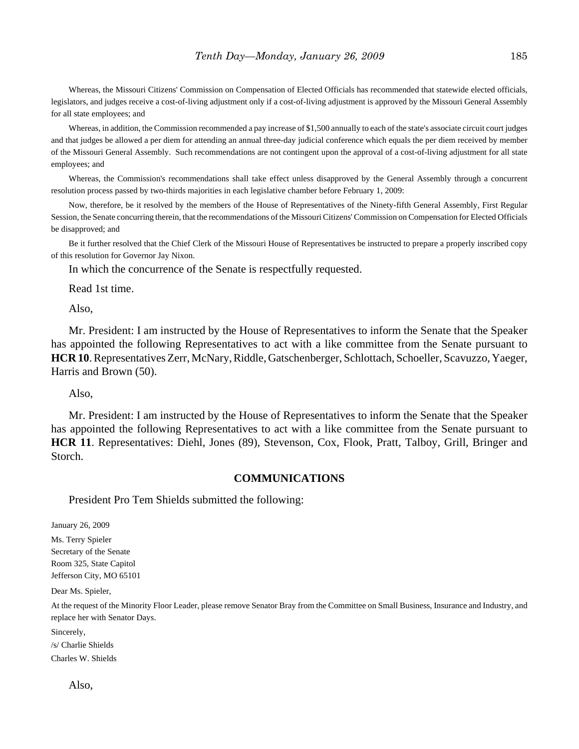Whereas, the Missouri Citizens' Commission on Compensation of Elected Officials has recommended that statewide elected officials, legislators, and judges receive a cost-of-living adjustment only if a cost-of-living adjustment is approved by the Missouri General Assembly for all state employees; and

Whereas, in addition, the Commission recommended a pay increase of $1,500 annually to each of the state's associate circuit court judges and that judges be allowed a per diem for attending an annual three-day judicial conference which equals the per diem received by member of the Missouri General Assembly. Such recommendations are not contingent upon the approval of a cost-of-living adjustment for all state employees; and

Whereas, the Commission's recommendations shall take effect unless disapproved by the General Assembly through a concurrent resolution process passed by two-thirds majorities in each legislative chamber before February 1, 2009:

Now, therefore, be it resolved by the members of the House of Representatives of the Ninety-fifth General Assembly, First Regular Session, the Senate concurring therein, that the recommendations of the Missouri Citizens' Commission on Compensation for Elected Officials be disapproved; and

Be it further resolved that the Chief Clerk of the Missouri House of Representatives be instructed to prepare a properly inscribed copy of this resolution for Governor Jay Nixon.

In which the concurrence of the Senate is respectfully requested.

Read 1st time.

Also,

Mr. President: I am instructed by the House of Representatives to inform the Senate that the Speaker has appointed the following Representatives to act with a like committee from the Senate pursuant to **HCR 10**. Representatives Zerr, McNary, Riddle, Gatschenberger, Schlottach, Schoeller, Scavuzzo, Yaeger, Harris and Brown (50).

Also,

Mr. President: I am instructed by the House of Representatives to inform the Senate that the Speaker has appointed the following Representatives to act with a like committee from the Senate pursuant to **HCR 11**. Representatives: Diehl, Jones (89), Stevenson, Cox, Flook, Pratt, Talboy, Grill, Bringer and Storch.

## COMMUNICATIONS

President Pro Tem Shields submitted the following:

January 26, 2009

Ms. Terry Spieler
Secretary of the Senate
Room 325, State Capitol
Jefferson City, MO 65101

Dear Ms. Spieler,

At the request of the Minority Floor Leader, please remove Senator Bray from the Committee on Small Business, Insurance and Industry, and replace her with Senator Days.

Sincerely,
/s/ Charlie Shields
Charles W. Shields

Also,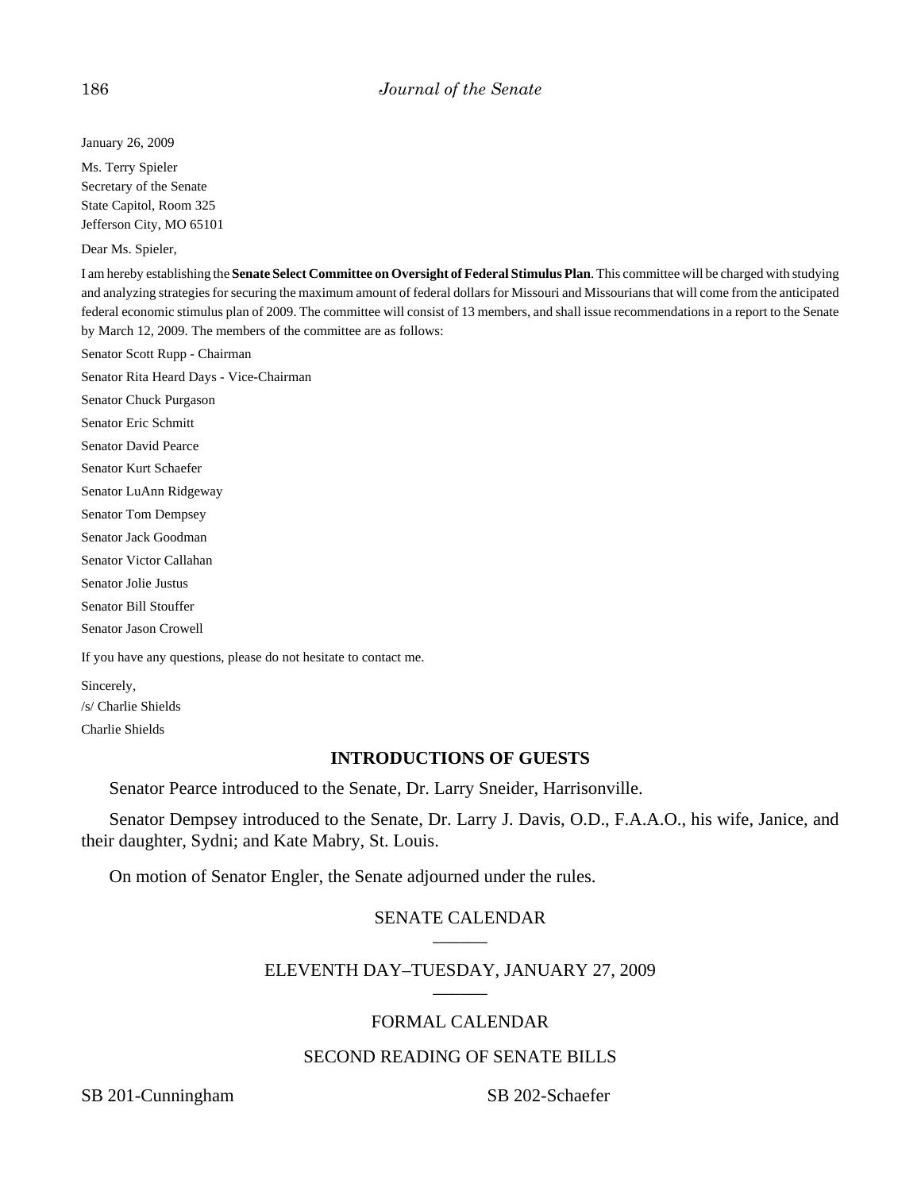January 26, 2009

Ms. Terry Spieler
Secretary of the Senate
State Capitol, Room 325
Jefferson City, MO 65101

Dear Ms. Spieler,

I am hereby establishing the **Senate Select Committee on Oversight of Federal Stimulus Plan**. This committee will be charged with studying and analyzing strategies for securing the maximum amount of federal dollars for Missouri and Missourians that will come from the anticipated federal economic stimulus plan of 2009. The committee will consist of 13 members, and shall issue recommendations in a report to the Senate by March 12, 2009. The members of the committee are as follows:

Senator Scott Rupp - Chairman

Senator Rita Heard Days - Vice-Chairman

Senator Chuck Purgason

Senator Eric Schmitt

Senator David Pearce

Senator Kurt Schaefer

Senator LuAnn Ridgeway

Senator Tom Dempsey

Senator Jack Goodman

Senator Victor Callahan

Senator Jolie Justus

Senator Bill Stouffer

Senator Jason Crowell

If you have any questions, please do not hesitate to contact me.

Sincerely,
/s/ Charlie Shields
Charlie Shields

## INTRODUCTIONS OF GUESTS

Senator Pearce introduced to the Senate, Dr. Larry Sneider, Harrisonville.

Senator Dempsey introduced to the Senate, Dr. Larry J. Davis, O.D., F.A.A.O., his wife, Janice, and their daughter, Sydni; and Kate Mabry, St. Louis.

On motion of Senator Engler, the Senate adjourned under the rules.

## SENATE CALENDAR

## ELEVENTH DAY–TUESDAY, JANUARY 27, 2009

## FORMAL CALENDAR

### SECOND READING OF SENATE BILLS

SB 201-Cunningham

SB 202-Schaefer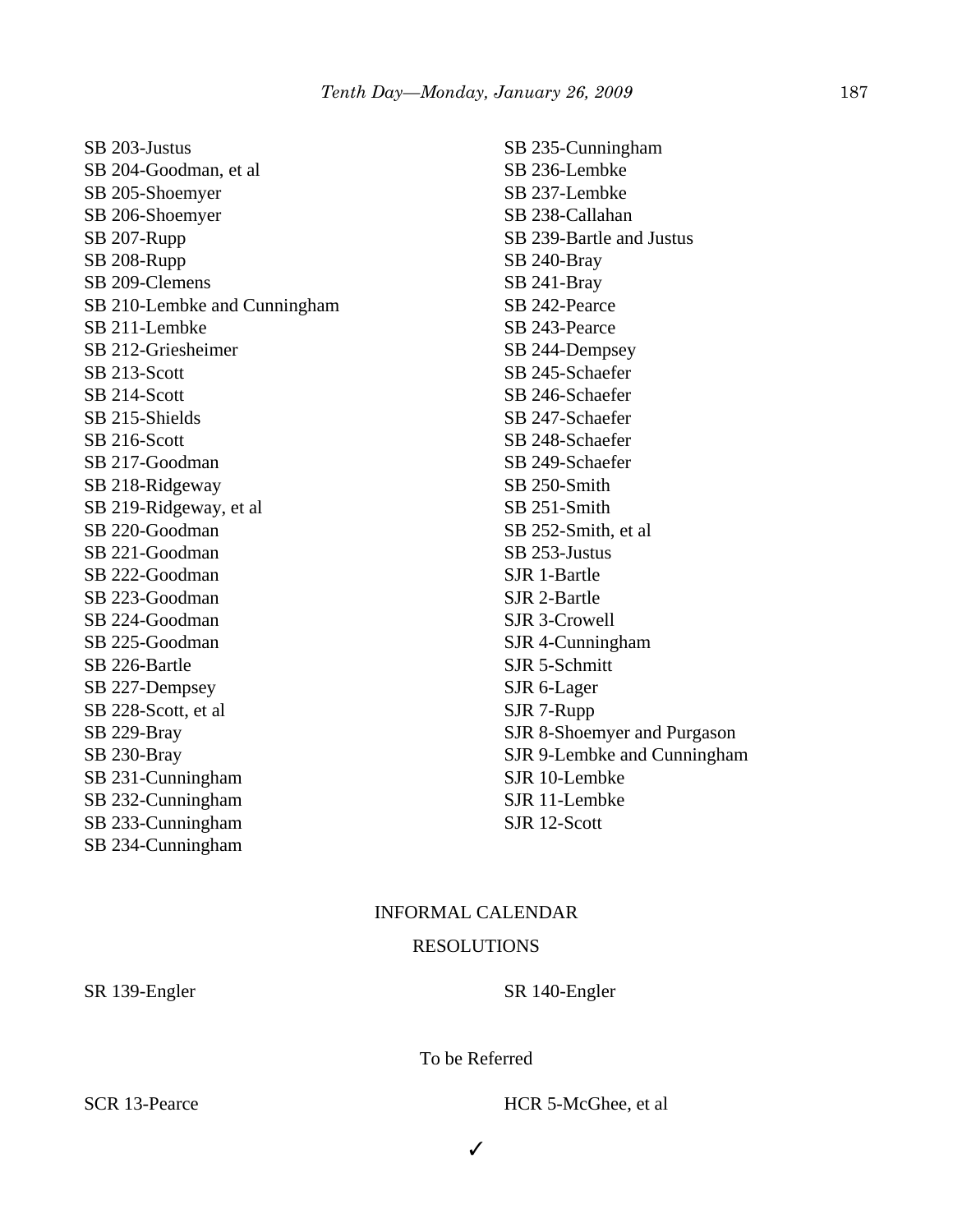SB 203-Justus
SB 204-Goodman, et al
SB 205-Shoemyer
SB 206-Shoemyer
SB 207-Rupp
SB 208-Rupp
SB 209-Clemens
SB 210-Lembke and Cunningham
SB 211-Lembke
SB 212-Griesheimer
SB 213-Scott
SB 214-Scott
SB 215-Shields
SB 216-Scott
SB 217-Goodman
SB 218-Ridgeway
SB 219-Ridgeway, et al
SB 220-Goodman
SB 221-Goodman
SB 222-Goodman
SB 223-Goodman
SB 224-Goodman
SB 225-Goodman
SB 226-Bartle
SB 227-Dempsey
SB 228-Scott, et al
SB 229-Bray
SB 230-Bray
SB 231-Cunningham
SB 232-Cunningham
SB 233-Cunningham
SB 234-Cunningham
SB 235-Cunningham
SB 236-Lembke
SB 237-Lembke
SB 238-Callahan
SB 239-Bartle and Justus
SB 240-Bray
SB 241-Bray
SB 242-Pearce
SB 243-Pearce
SB 244-Dempsey
SB 245-Schaefer
SB 246-Schaefer
SB 247-Schaefer
SB 248-Schaefer
SB 249-Schaefer
SB 250-Smith
SB 251-Smith
SB 252-Smith, et al
SB 253-Justus
SJR 1-Bartle
SJR 2-Bartle
SJR 3-Crowell
SJR 4-Cunningham
SJR 5-Schmitt
SJR 6-Lager
SJR 7-Rupp
SJR 8-Shoemyer and Purgason
SJR 9-Lembke and Cunningham
SJR 10-Lembke
SJR 11-Lembke
SJR 12-Scott

INFORMAL CALENDAR

RESOLUTIONS

SR 139-Engler
SR 140-Engler

To be Referred

SCR 13-Pearce
HCR 5-McGhee, et al

✓